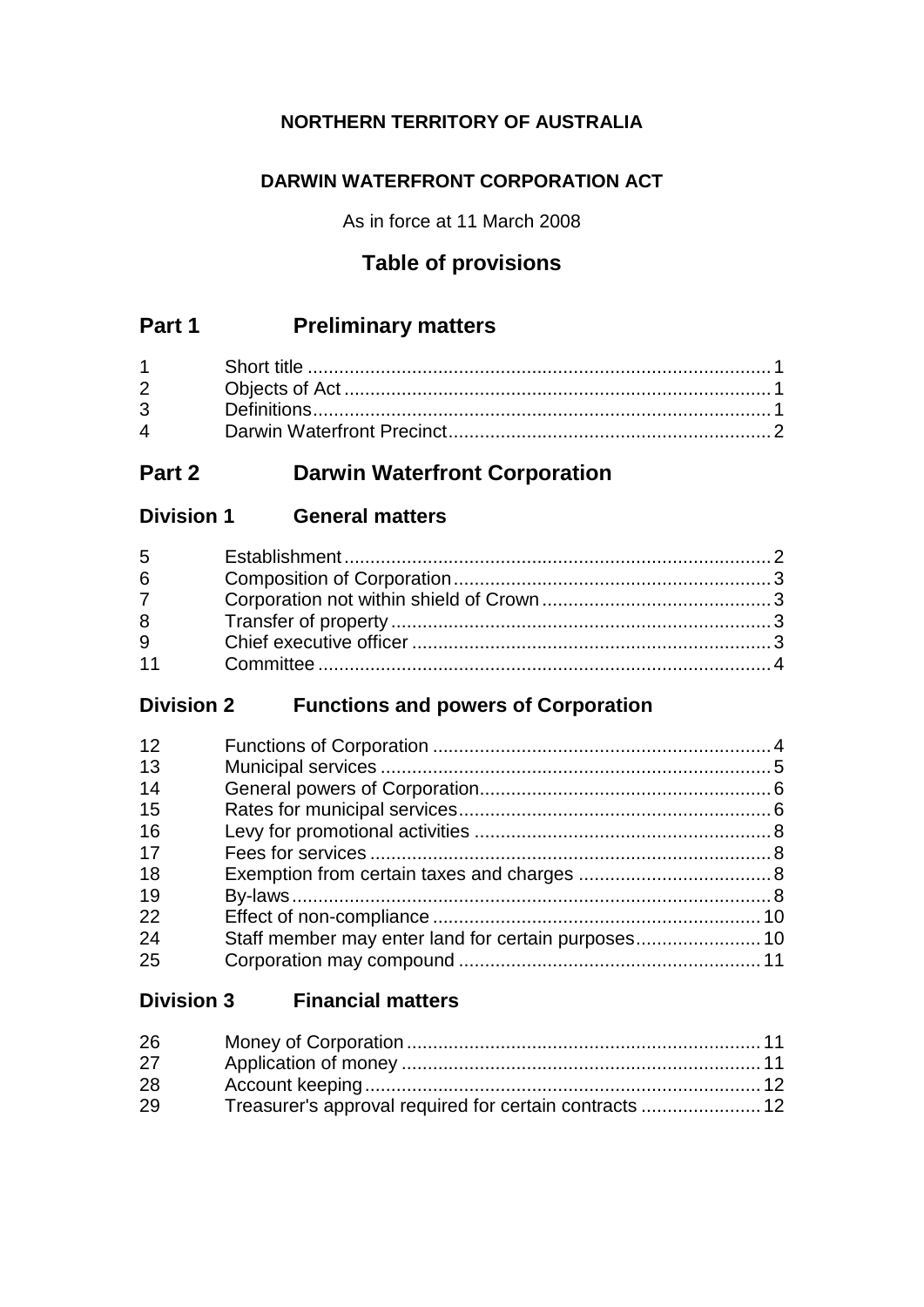**NORTHERN TERRITORY OF AUSTRALIA**

**DARWIN WATERFRONT CORPORATION ACT**

As in force at 11 March 2008

## Table of provisions

## Part 1 Preliminary matters

| | | |
|---|---|---|
| 1 | Short title | 1 |
| 2 | Objects of Act | 1 |
| 3 | Definitions | 1 |
| 4 | Darwin Waterfront Precinct | 2 |

## Part 2 Darwin Waterfront Corporation

### Division 1 General matters

| | | |
|---|---|---|
| 5 | Establishment | 2 |
| 6 | Composition of Corporation | 3 |
| 7 | Corporation not within shield of Crown | 3 |
| 8 | Transfer of property | 3 |
| 9 | Chief executive officer | 3 |
| 11 | Committee | 4 |

### Division 2 Functions and powers of Corporation

| | | |
|---|---|---|
| 12 | Functions of Corporation | 4 |
| 13 | Municipal services | 5 |
| 14 | General powers of Corporation | 6 |
| 15 | Rates for municipal services | 6 |
| 16 | Levy for promotional activities | 8 |
| 17 | Fees for services | 8 |
| 18 | Exemption from certain taxes and charges | 8 |
| 19 | By-laws | 8 |
| 22 | Effect of non-compliance | 10 |
| 24 | Staff member may enter land for certain purposes | 10 |
| 25 | Corporation may compound | 11 |

### Division 3 Financial matters

| | | |
|---|---|---|
| 26 | Money of Corporation | 11 |
| 27 | Application of money | 11 |
| 28 | Account keeping | 12 |
| 29 | Treasurer's approval required for certain contracts | 12 |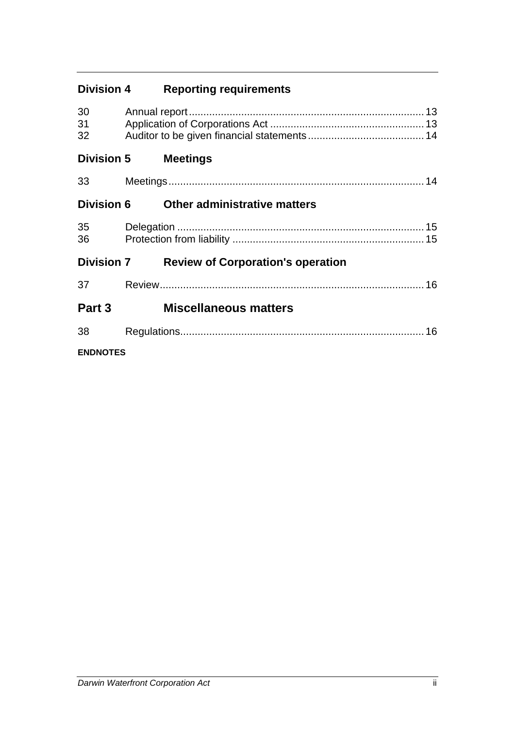### Division 4 Reporting requirements

| | | |
|---|---|---|
| 30 | Annual report | 13 |
| 31 | Application of Corporations Act | 13 |
| 32 | Auditor to be given financial statements | 14 |

### Division 5 Meetings

| | | |
|---|---|---|
| 33 | Meetings | 14 |

### Division 6 Other administrative matters

| | | |
|---|---|---|
| 35 | Delegation | 15 |
| 36 | Protection from liability | 15 |

### Division 7 Review of Corporation's operation

| | | |
|---|---|---|
| 37 | Review | 16 |

## Part 3 Miscellaneous matters

| | | |
|---|---|---|
| 38 | Regulations | 16 |

**ENDNOTES**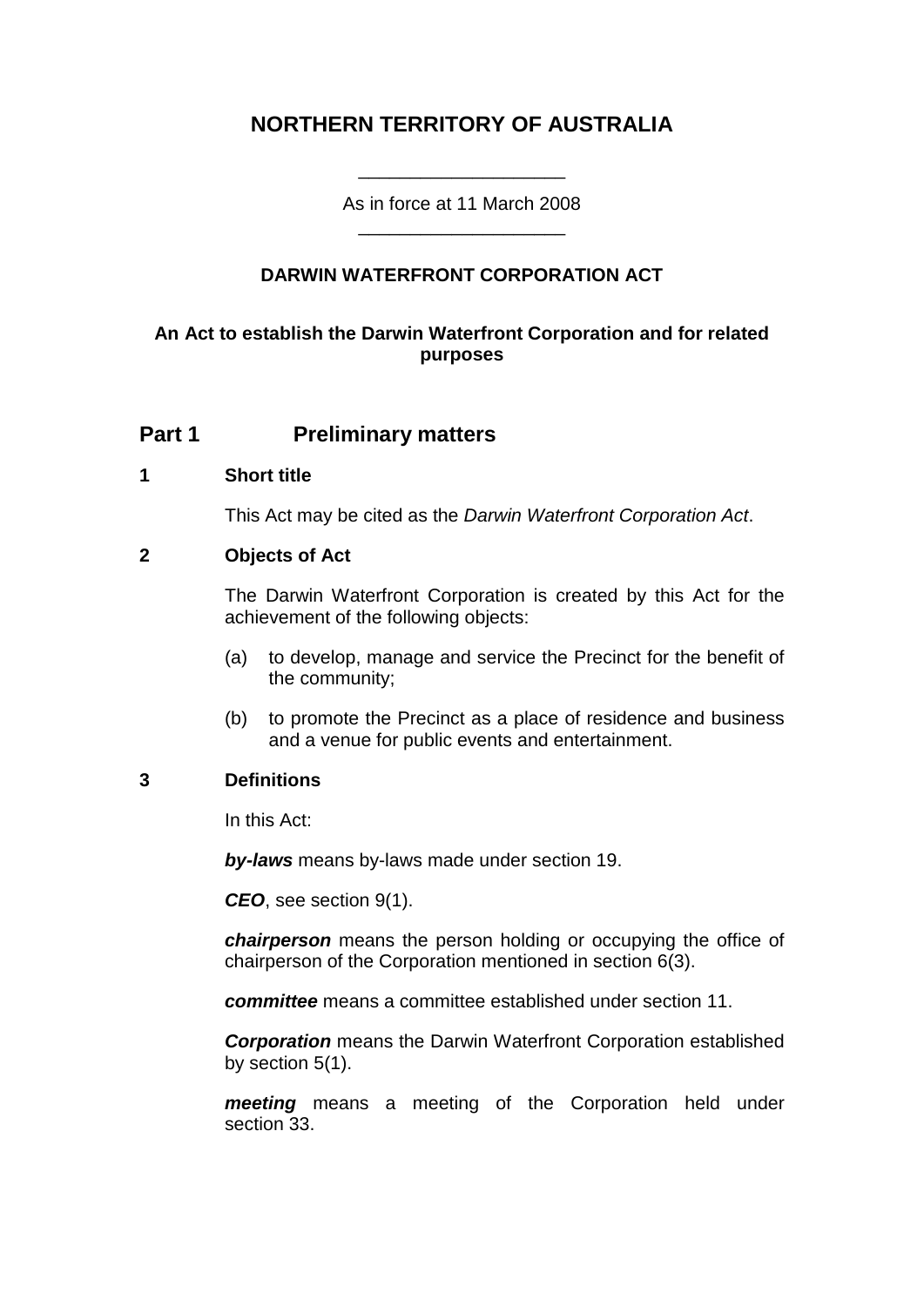# NORTHERN TERRITORY OF AUSTRALIA

As in force at 11 March 2008

## DARWIN WATERFRONT CORPORATION ACT

**An Act to establish the Darwin Waterfront Corporation and for related purposes**

## Part 1 Preliminary matters

### 1 Short title

This Act may be cited as the *Darwin Waterfront Corporation Act*.

### 2 Objects of Act

The Darwin Waterfront Corporation is created by this Act for the achievement of the following objects:

(a) to develop, manage and service the Precinct for the benefit of the community;

(b) to promote the Precinct as a place of residence and business and a venue for public events and entertainment.

### 3 Definitions

In this Act:

***by-laws*** means by-laws made under section 19.

***CEO***, see section 9(1).

***chairperson*** means the person holding or occupying the office of chairperson of the Corporation mentioned in section 6(3).

***committee*** means a committee established under section 11.

***Corporation*** means the Darwin Waterfront Corporation established by section 5(1).

***meeting*** means a meeting of the Corporation held under section 33.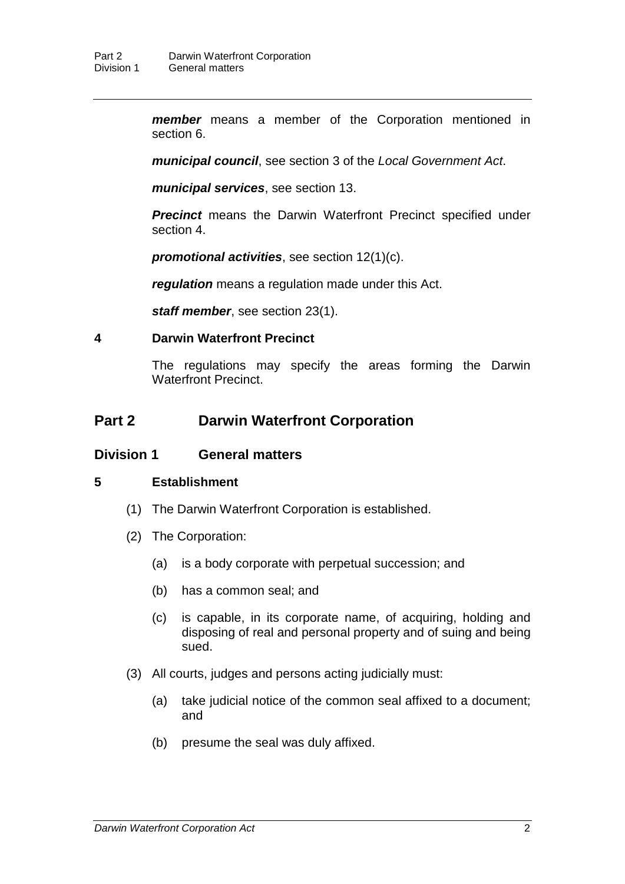***member*** means a member of the Corporation mentioned in section 6.

***municipal council***, see section 3 of the *Local Government Act*.

***municipal services***, see section 13.

***Precinct*** means the Darwin Waterfront Precinct specified under section 4.

***promotional activities***, see section 12(1)(c).

***regulation*** means a regulation made under this Act.

***staff member***, see section 23(1).

### 4 Darwin Waterfront Precinct

The regulations may specify the areas forming the Darwin Waterfront Precinct.

## Part 2 Darwin Waterfront Corporation

### Division 1 General matters

### 5 Establishment

(1) The Darwin Waterfront Corporation is established.

(2) The Corporation:

- (a) is a body corporate with perpetual succession; and
- (b) has a common seal; and
- (c) is capable, in its corporate name, of acquiring, holding and disposing of real and personal property and of suing and being sued.

(3) All courts, judges and persons acting judicially must:

- (a) take judicial notice of the common seal affixed to a document; and
- (b) presume the seal was duly affixed.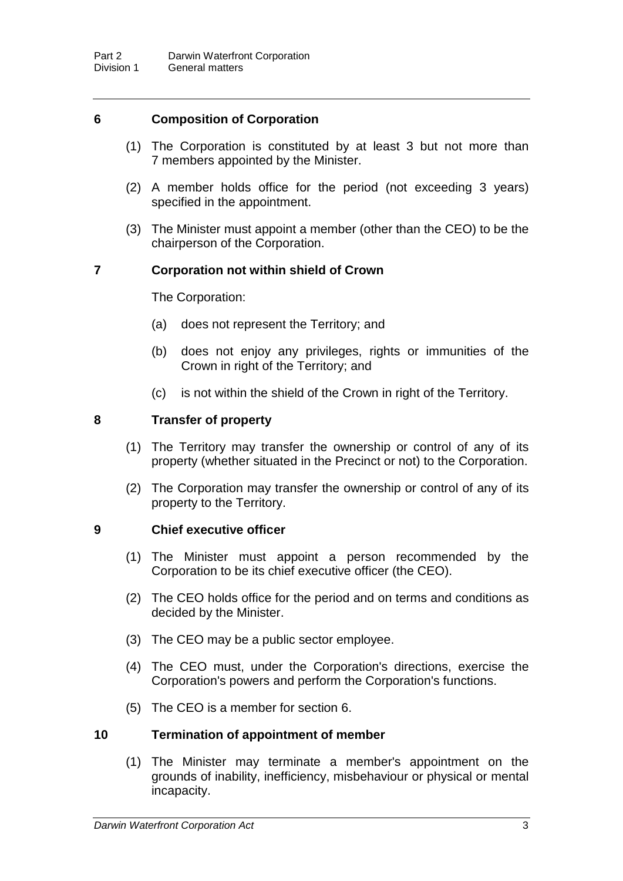## 6 Composition of Corporation

(1) The Corporation is constituted by at least 3 but not more than 7 members appointed by the Minister.

(2) A member holds office for the period (not exceeding 3 years) specified in the appointment.

(3) The Minister must appoint a member (other than the CEO) to be the chairperson of the Corporation.

## 7 Corporation not within shield of Crown

The Corporation:

(a) does not represent the Territory; and

(b) does not enjoy any privileges, rights or immunities of the Crown in right of the Territory; and

(c) is not within the shield of the Crown in right of the Territory.

## 8 Transfer of property

(1) The Territory may transfer the ownership or control of any of its property (whether situated in the Precinct or not) to the Corporation.

(2) The Corporation may transfer the ownership or control of any of its property to the Territory.

## 9 Chief executive officer

(1) The Minister must appoint a person recommended by the Corporation to be its chief executive officer (the CEO).

(2) The CEO holds office for the period and on terms and conditions as decided by the Minister.

(3) The CEO may be a public sector employee.

(4) The CEO must, under the Corporation's directions, exercise the Corporation's powers and perform the Corporation's functions.

(5) The CEO is a member for section 6.

## 10 Termination of appointment of member

(1) The Minister may terminate a member's appointment on the grounds of inability, inefficiency, misbehaviour or physical or mental incapacity.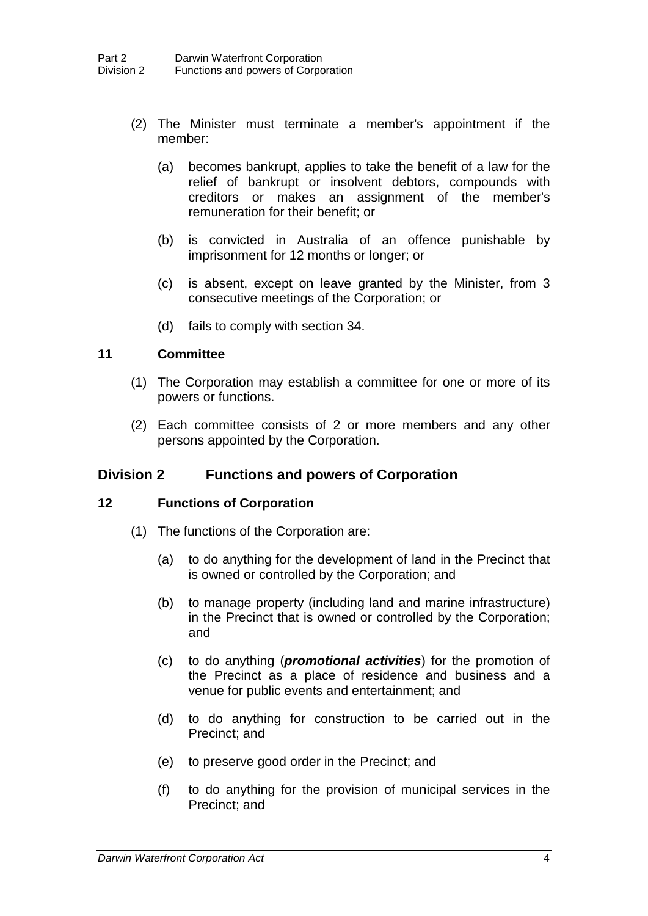(2) The Minister must terminate a member's appointment if the member:

(a) becomes bankrupt, applies to take the benefit of a law for the relief of bankrupt or insolvent debtors, compounds with creditors or makes an assignment of the member's remuneration for their benefit; or

(b) is convicted in Australia of an offence punishable by imprisonment for 12 months or longer; or

(c) is absent, except on leave granted by the Minister, from 3 consecutive meetings of the Corporation; or

(d) fails to comply with section 34.

### 11 Committee

(1) The Corporation may establish a committee for one or more of its powers or functions.

(2) Each committee consists of 2 or more members and any other persons appointed by the Corporation.

## Division 2 Functions and powers of Corporation

### 12 Functions of Corporation

(1) The functions of the Corporation are:

(a) to do anything for the development of land in the Precinct that is owned or controlled by the Corporation; and

(b) to manage property (including land and marine infrastructure) in the Precinct that is owned or controlled by the Corporation; and

(c) to do anything (***promotional activities***) for the promotion of the Precinct as a place of residence and business and a venue for public events and entertainment; and

(d) to do anything for construction to be carried out in the Precinct; and

(e) to preserve good order in the Precinct; and

(f) to do anything for the provision of municipal services in the Precinct; and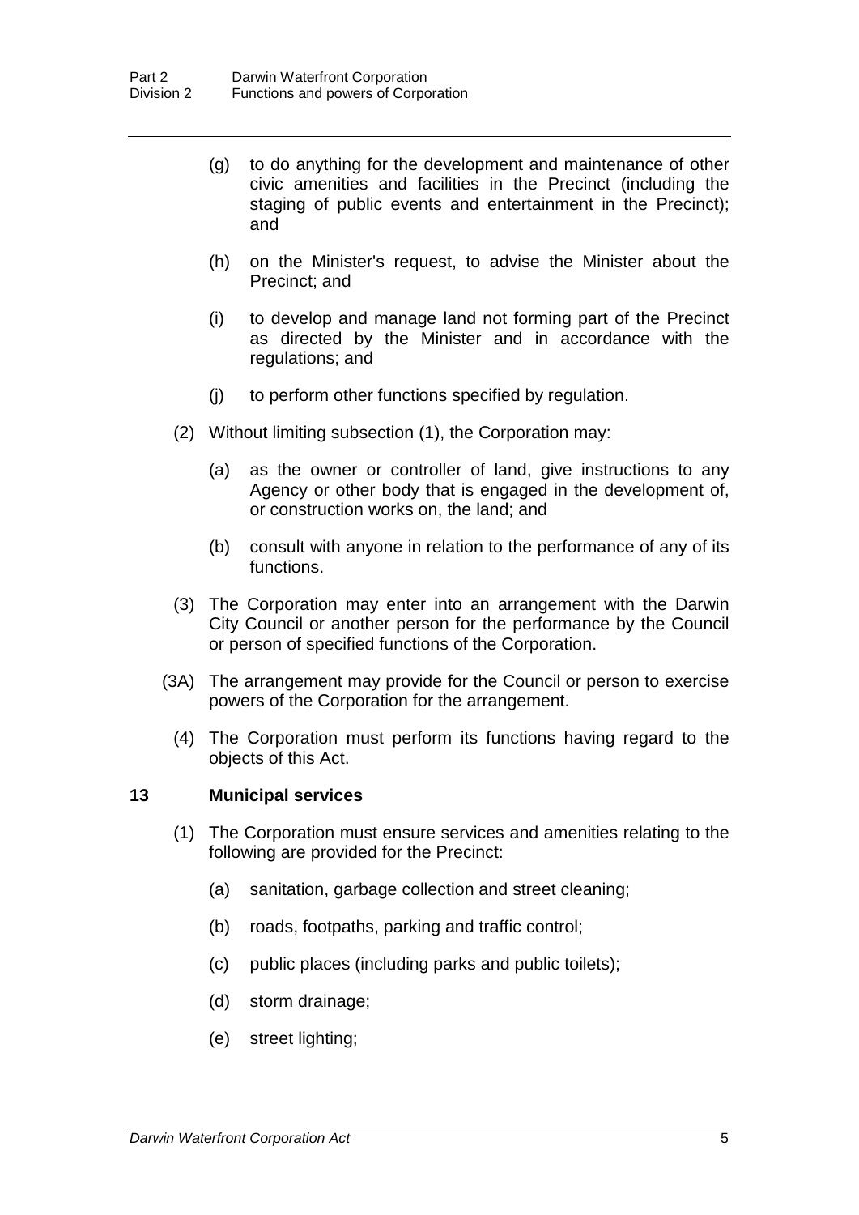(g) to do anything for the development and maintenance of other civic amenities and facilities in the Precinct (including the staging of public events and entertainment in the Precinct); and

(h) on the Minister's request, to advise the Minister about the Precinct; and

(i) to develop and manage land not forming part of the Precinct as directed by the Minister and in accordance with the regulations; and

(j) to perform other functions specified by regulation.

(2) Without limiting subsection (1), the Corporation may:

(a) as the owner or controller of land, give instructions to any Agency or other body that is engaged in the development of, or construction works on, the land; and

(b) consult with anyone in relation to the performance of any of its functions.

(3) The Corporation may enter into an arrangement with the Darwin City Council or another person for the performance by the Council or person of specified functions of the Corporation.

(3A) The arrangement may provide for the Council or person to exercise powers of the Corporation for the arrangement.

(4) The Corporation must perform its functions having regard to the objects of this Act.

### 13 Municipal services

(1) The Corporation must ensure services and amenities relating to the following are provided for the Precinct:

(a) sanitation, garbage collection and street cleaning;

(b) roads, footpaths, parking and traffic control;

(c) public places (including parks and public toilets);

(d) storm drainage;

(e) street lighting;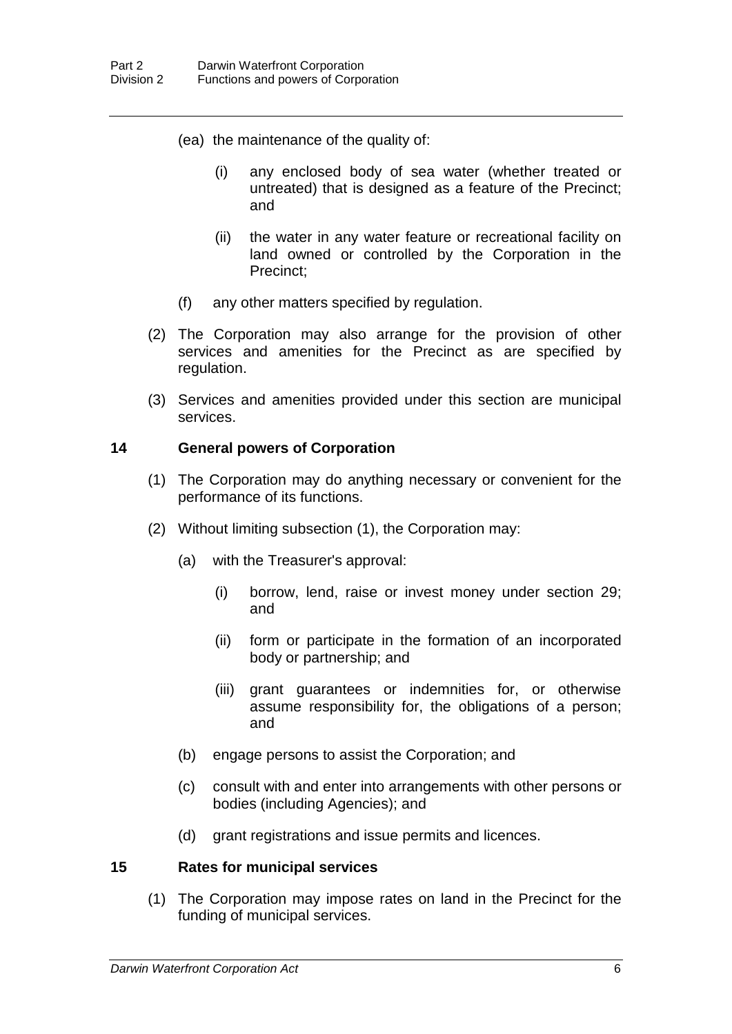(ea) the maintenance of the quality of:

  (i) any enclosed body of sea water (whether treated or untreated) that is designed as a feature of the Precinct; and

  (ii) the water in any water feature or recreational facility on land owned or controlled by the Corporation in the Precinct;

(f) any other matters specified by regulation.

(2) The Corporation may also arrange for the provision of other services and amenities for the Precinct as are specified by regulation.

(3) Services and amenities provided under this section are municipal services.

### 14 General powers of Corporation

(1) The Corporation may do anything necessary or convenient for the performance of its functions.

(2) Without limiting subsection (1), the Corporation may:

  (a) with the Treasurer's approval:

    (i) borrow, lend, raise or invest money under section 29; and

    (ii) form or participate in the formation of an incorporated body or partnership; and

    (iii) grant guarantees or indemnities for, or otherwise assume responsibility for, the obligations of a person; and

  (b) engage persons to assist the Corporation; and

  (c) consult with and enter into arrangements with other persons or bodies (including Agencies); and

  (d) grant registrations and issue permits and licences.

### 15 Rates for municipal services

(1) The Corporation may impose rates on land in the Precinct for the funding of municipal services.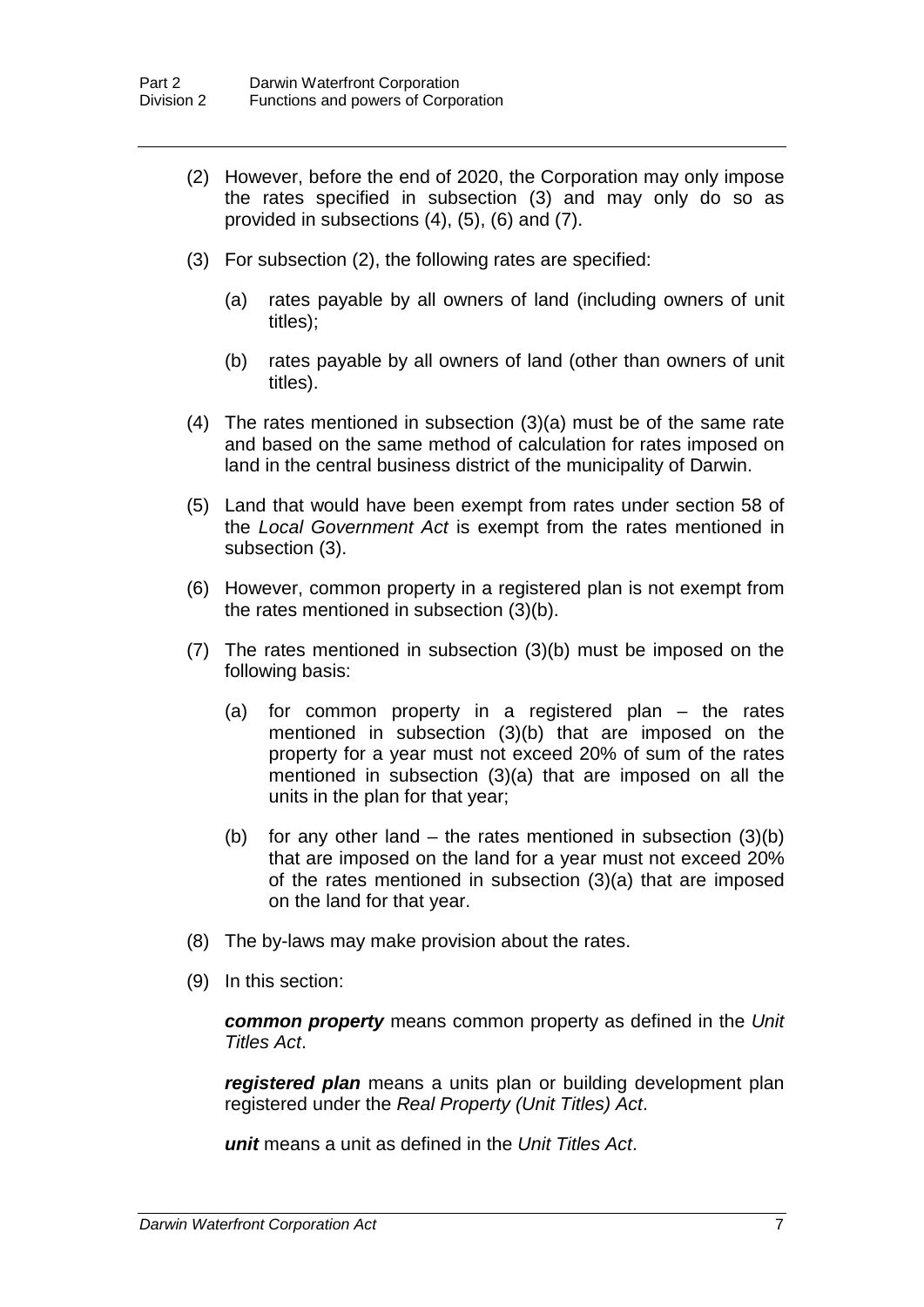(2) However, before the end of 2020, the Corporation may only impose the rates specified in subsection (3) and may only do so as provided in subsections (4), (5), (6) and (7).

(3) For subsection (2), the following rates are specified:

(a) rates payable by all owners of land (including owners of unit titles);

(b) rates payable by all owners of land (other than owners of unit titles).

(4) The rates mentioned in subsection (3)(a) must be of the same rate and based on the same method of calculation for rates imposed on land in the central business district of the municipality of Darwin.

(5) Land that would have been exempt from rates under section 58 of the *Local Government Act* is exempt from the rates mentioned in subsection (3).

(6) However, common property in a registered plan is not exempt from the rates mentioned in subsection (3)(b).

(7) The rates mentioned in subsection (3)(b) must be imposed on the following basis:

(a) for common property in a registered plan – the rates mentioned in subsection (3)(b) that are imposed on the property for a year must not exceed 20% of sum of the rates mentioned in subsection (3)(a) that are imposed on all the units in the plan for that year;

(b) for any other land – the rates mentioned in subsection (3)(b) that are imposed on the land for a year must not exceed 20% of the rates mentioned in subsection (3)(a) that are imposed on the land for that year.

(8) The by-laws may make provision about the rates.

(9) In this section:

***common property*** means common property as defined in the *Unit Titles Act*.

***registered plan*** means a units plan or building development plan registered under the *Real Property (Unit Titles) Act*.

***unit*** means a unit as defined in the *Unit Titles Act*.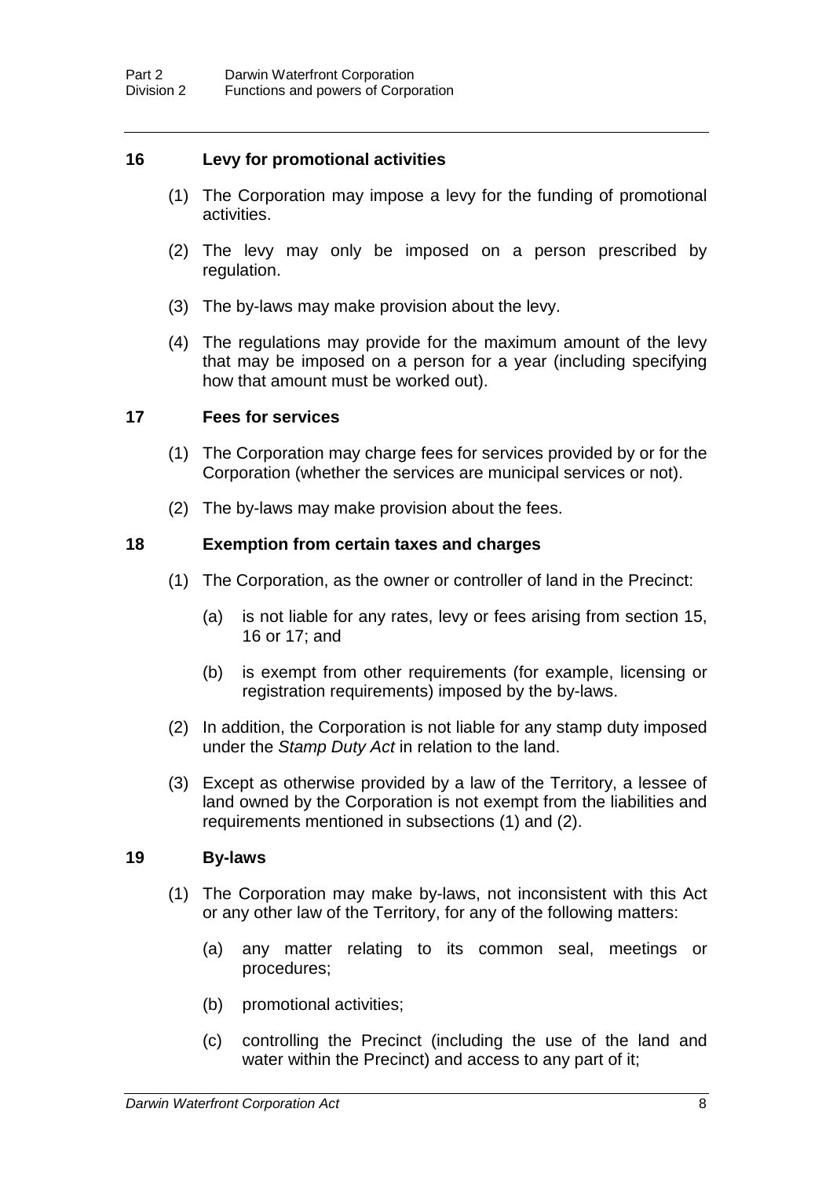### 16 Levy for promotional activities

(1) The Corporation may impose a levy for the funding of promotional activities.

(2) The levy may only be imposed on a person prescribed by regulation.

(3) The by-laws may make provision about the levy.

(4) The regulations may provide for the maximum amount of the levy that may be imposed on a person for a year (including specifying how that amount must be worked out).

### 17 Fees for services

(1) The Corporation may charge fees for services provided by or for the Corporation (whether the services are municipal services or not).

(2) The by-laws may make provision about the fees.

### 18 Exemption from certain taxes and charges

(1) The Corporation, as the owner or controller of land in the Precinct:

(a) is not liable for any rates, levy or fees arising from section 15, 16 or 17; and

(b) is exempt from other requirements (for example, licensing or registration requirements) imposed by the by-laws.

(2) In addition, the Corporation is not liable for any stamp duty imposed under the *Stamp Duty Act* in relation to the land.

(3) Except as otherwise provided by a law of the Territory, a lessee of land owned by the Corporation is not exempt from the liabilities and requirements mentioned in subsections (1) and (2).

### 19 By-laws

(1) The Corporation may make by-laws, not inconsistent with this Act or any other law of the Territory, for any of the following matters:

(a) any matter relating to its common seal, meetings or procedures;

(b) promotional activities;

(c) controlling the Precinct (including the use of the land and water within the Precinct) and access to any part of it;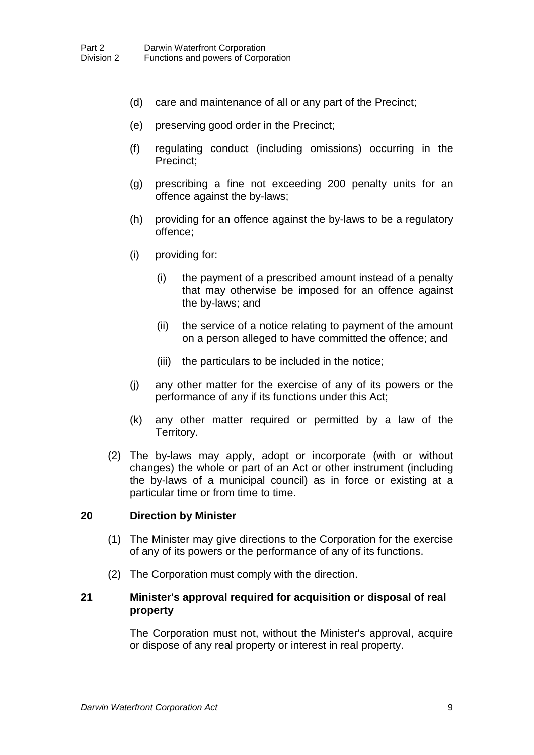(d) care and maintenance of all or any part of the Precinct;

(e) preserving good order in the Precinct;

(f) regulating conduct (including omissions) occurring in the Precinct;

(g) prescribing a fine not exceeding 200 penalty units for an offence against the by-laws;

(h) providing for an offence against the by-laws to be a regulatory offence;

(i) providing for:

  (i) the payment of a prescribed amount instead of a penalty that may otherwise be imposed for an offence against the by-laws; and

  (ii) the service of a notice relating to payment of the amount on a person alleged to have committed the offence; and

  (iii) the particulars to be included in the notice;

(j) any other matter for the exercise of any of its powers or the performance of any if its functions under this Act;

(k) any other matter required or permitted by a law of the Territory.

(2) The by-laws may apply, adopt or incorporate (with or without changes) the whole or part of an Act or other instrument (including the by-laws of a municipal council) as in force or existing at a particular time or from time to time.

### 20 Direction by Minister

(1) The Minister may give directions to the Corporation for the exercise of any of its powers or the performance of any of its functions.

(2) The Corporation must comply with the direction.

### 21 Minister's approval required for acquisition or disposal of real property

The Corporation must not, without the Minister's approval, acquire or dispose of any real property or interest in real property.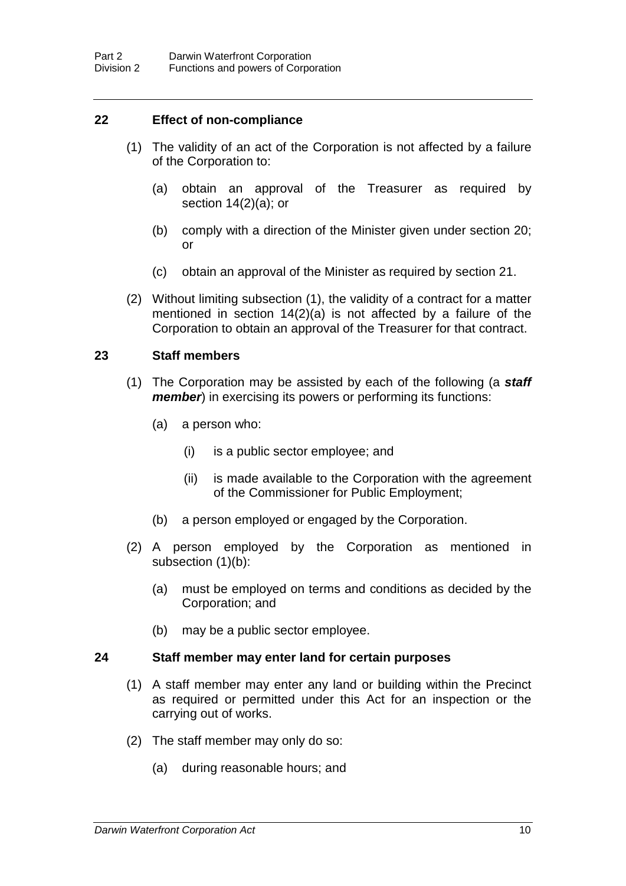## 22 Effect of non-compliance

(1) The validity of an act of the Corporation is not affected by a failure of the Corporation to:

(a) obtain an approval of the Treasurer as required by section 14(2)(a); or

(b) comply with a direction of the Minister given under section 20; or

(c) obtain an approval of the Minister as required by section 21.

(2) Without limiting subsection (1), the validity of a contract for a matter mentioned in section 14(2)(a) is not affected by a failure of the Corporation to obtain an approval of the Treasurer for that contract.

## 23 Staff members

(1) The Corporation may be assisted by each of the following (a ***staff member***) in exercising its powers or performing its functions:

(a) a person who:

(i) is a public sector employee; and

(ii) is made available to the Corporation with the agreement of the Commissioner for Public Employment;

(b) a person employed or engaged by the Corporation.

(2) A person employed by the Corporation as mentioned in subsection (1)(b):

(a) must be employed on terms and conditions as decided by the Corporation; and

(b) may be a public sector employee.

## 24 Staff member may enter land for certain purposes

(1) A staff member may enter any land or building within the Precinct as required or permitted under this Act for an inspection or the carrying out of works.

(2) The staff member may only do so:

(a) during reasonable hours; and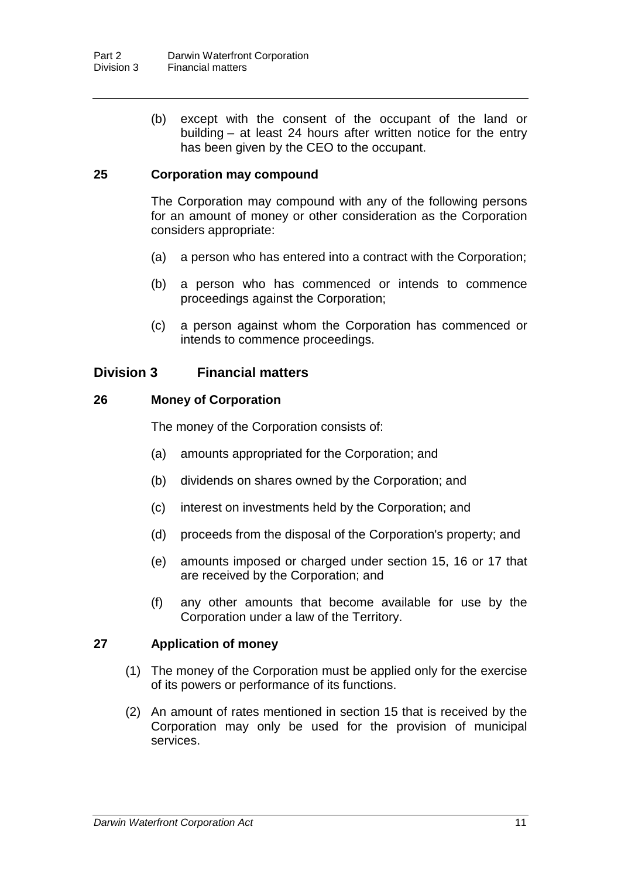(b) except with the consent of the occupant of the land or building – at least 24 hours after written notice for the entry has been given by the CEO to the occupant.

### 25 Corporation may compound

The Corporation may compound with any of the following persons for an amount of money or other consideration as the Corporation considers appropriate:

(a) a person who has entered into a contract with the Corporation;

(b) a person who has commenced or intends to commence proceedings against the Corporation;

(c) a person against whom the Corporation has commenced or intends to commence proceedings.

## Division 3 Financial matters

### 26 Money of Corporation

The money of the Corporation consists of:

(a) amounts appropriated for the Corporation; and

(b) dividends on shares owned by the Corporation; and

(c) interest on investments held by the Corporation; and

(d) proceeds from the disposal of the Corporation's property; and

(e) amounts imposed or charged under section 15, 16 or 17 that are received by the Corporation; and

(f) any other amounts that become available for use by the Corporation under a law of the Territory.

### 27 Application of money

(1) The money of the Corporation must be applied only for the exercise of its powers or performance of its functions.

(2) An amount of rates mentioned in section 15 that is received by the Corporation may only be used for the provision of municipal services.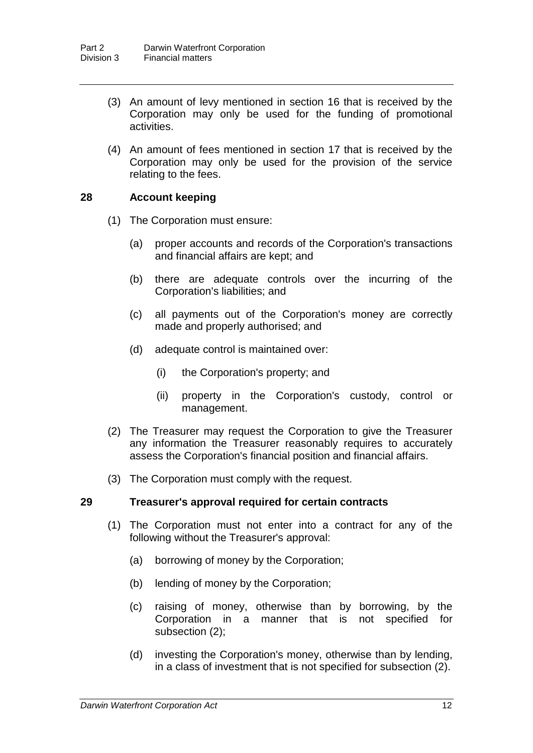(3) An amount of levy mentioned in section 16 that is received by the Corporation may only be used for the funding of promotional activities.

(4) An amount of fees mentioned in section 17 that is received by the Corporation may only be used for the provision of the service relating to the fees.

### 28 Account keeping

(1) The Corporation must ensure:

(a) proper accounts and records of the Corporation's transactions and financial affairs are kept; and

(b) there are adequate controls over the incurring of the Corporation's liabilities; and

(c) all payments out of the Corporation's money are correctly made and properly authorised; and

(d) adequate control is maintained over:

(i) the Corporation's property; and

(ii) property in the Corporation's custody, control or management.

(2) The Treasurer may request the Corporation to give the Treasurer any information the Treasurer reasonably requires to accurately assess the Corporation's financial position and financial affairs.

(3) The Corporation must comply with the request.

### 29 Treasurer's approval required for certain contracts

(1) The Corporation must not enter into a contract for any of the following without the Treasurer's approval:

(a) borrowing of money by the Corporation;

(b) lending of money by the Corporation;

(c) raising of money, otherwise than by borrowing, by the Corporation in a manner that is not specified for subsection (2);

(d) investing the Corporation's money, otherwise than by lending, in a class of investment that is not specified for subsection (2).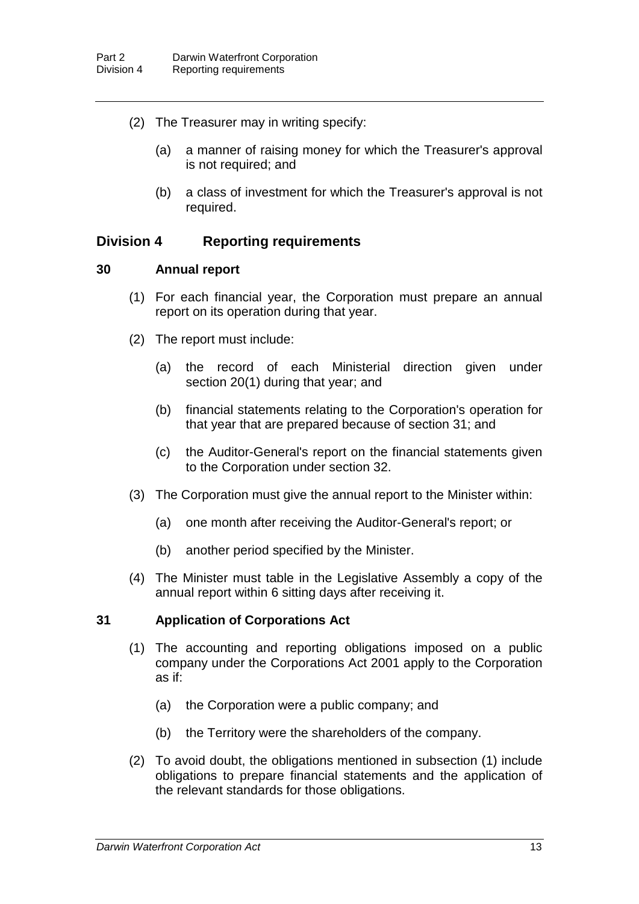(2) The Treasurer may in writing specify:

(a) a manner of raising money for which the Treasurer's approval is not required; and

(b) a class of investment for which the Treasurer's approval is not required.

## Division 4 Reporting requirements

### 30 Annual report

(1) For each financial year, the Corporation must prepare an annual report on its operation during that year.

(2) The report must include:

(a) the record of each Ministerial direction given under section 20(1) during that year; and

(b) financial statements relating to the Corporation's operation for that year that are prepared because of section 31; and

(c) the Auditor-General's report on the financial statements given to the Corporation under section 32.

(3) The Corporation must give the annual report to the Minister within:

(a) one month after receiving the Auditor-General's report; or

(b) another period specified by the Minister.

(4) The Minister must table in the Legislative Assembly a copy of the annual report within 6 sitting days after receiving it.

### 31 Application of Corporations Act

(1) The accounting and reporting obligations imposed on a public company under the Corporations Act 2001 apply to the Corporation as if:

(a) the Corporation were a public company; and

(b) the Territory were the shareholders of the company.

(2) To avoid doubt, the obligations mentioned in subsection (1) include obligations to prepare financial statements and the application of the relevant standards for those obligations.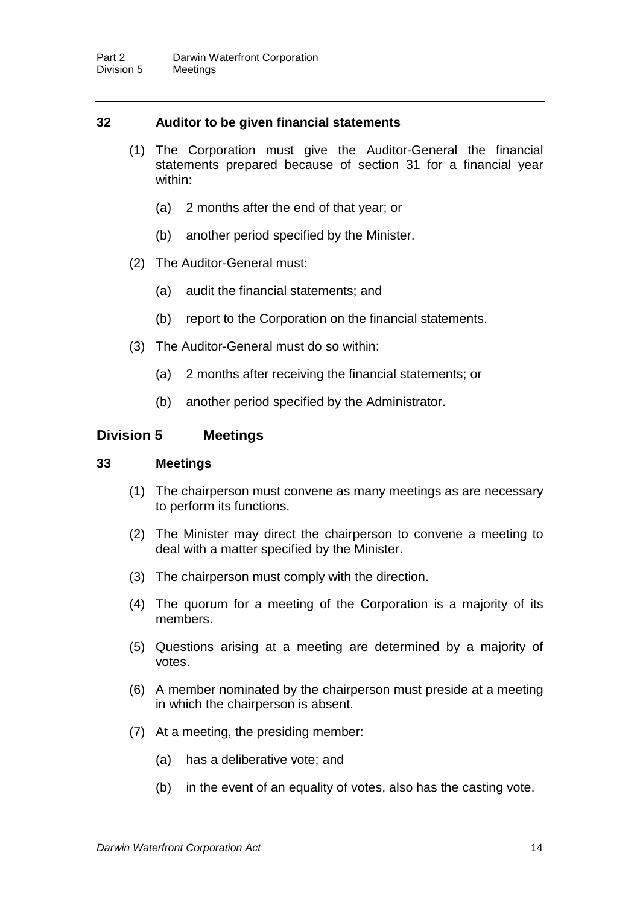### 32 Auditor to be given financial statements

(1) The Corporation must give the Auditor-General the financial statements prepared because of section 31 for a financial year within:

(a) 2 months after the end of that year; or

(b) another period specified by the Minister.

(2) The Auditor-General must:

(a) audit the financial statements; and

(b) report to the Corporation on the financial statements.

(3) The Auditor-General must do so within:

(a) 2 months after receiving the financial statements; or

(b) another period specified by the Administrator.

## Division 5 Meetings

### 33 Meetings

(1) The chairperson must convene as many meetings as are necessary to perform its functions.

(2) The Minister may direct the chairperson to convene a meeting to deal with a matter specified by the Minister.

(3) The chairperson must comply with the direction.

(4) The quorum for a meeting of the Corporation is a majority of its members.

(5) Questions arising at a meeting are determined by a majority of votes.

(6) A member nominated by the chairperson must preside at a meeting in which the chairperson is absent.

(7) At a meeting, the presiding member:

(a) has a deliberative vote; and

(b) in the event of an equality of votes, also has the casting vote.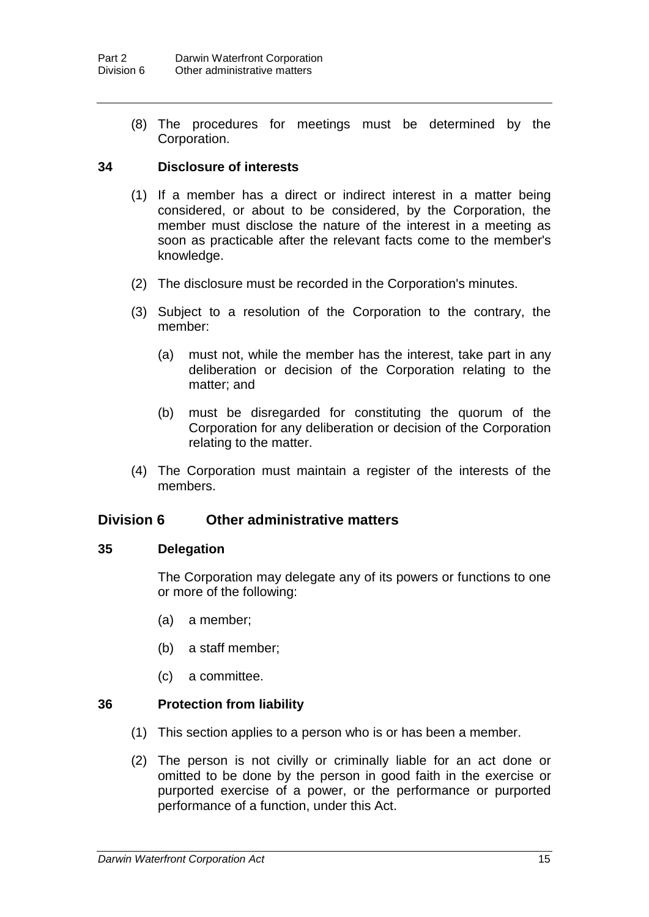(8) The procedures for meetings must be determined by the Corporation.

### 34 Disclosure of interests

(1) If a member has a direct or indirect interest in a matter being considered, or about to be considered, by the Corporation, the member must disclose the nature of the interest in a meeting as soon as practicable after the relevant facts come to the member's knowledge.

(2) The disclosure must be recorded in the Corporation's minutes.

(3) Subject to a resolution of the Corporation to the contrary, the member:

(a) must not, while the member has the interest, take part in any deliberation or decision of the Corporation relating to the matter; and

(b) must be disregarded for constituting the quorum of the Corporation for any deliberation or decision of the Corporation relating to the matter.

(4) The Corporation must maintain a register of the interests of the members.

## Division 6 Other administrative matters

### 35 Delegation

The Corporation may delegate any of its powers or functions to one or more of the following:

(a) a member;

(b) a staff member;

(c) a committee.

### 36 Protection from liability

(1) This section applies to a person who is or has been a member.

(2) The person is not civilly or criminally liable for an act done or omitted to be done by the person in good faith in the exercise or purported exercise of a power, or the performance or purported performance of a function, under this Act.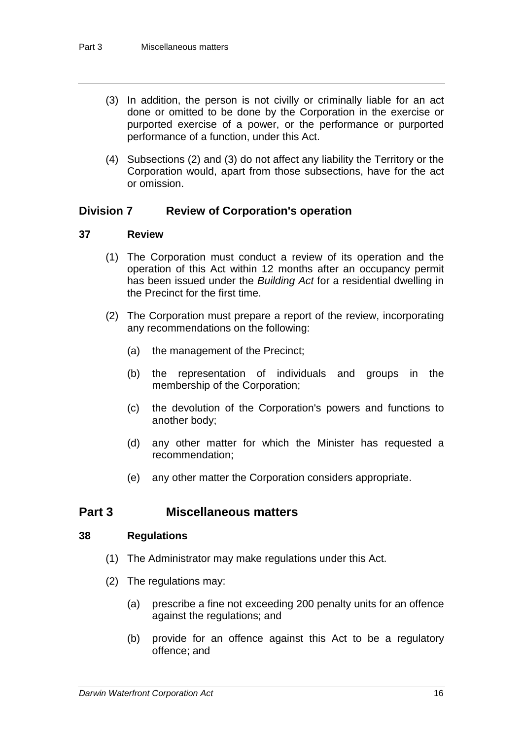(3) In addition, the person is not civilly or criminally liable for an act done or omitted to be done by the Corporation in the exercise or purported exercise of a power, or the performance or purported performance of a function, under this Act.

(4) Subsections (2) and (3) do not affect any liability the Territory or the Corporation would, apart from those subsections, have for the act or omission.

### Division 7 Review of Corporation's operation

#### 37 Review

(1) The Corporation must conduct a review of its operation and the operation of this Act within 12 months after an occupancy permit has been issued under the *Building Act* for a residential dwelling in the Precinct for the first time.

(2) The Corporation must prepare a report of the review, incorporating any recommendations on the following:

(a) the management of the Precinct;

(b) the representation of individuals and groups in the membership of the Corporation;

(c) the devolution of the Corporation's powers and functions to another body;

(d) any other matter for which the Minister has requested a recommendation;

(e) any other matter the Corporation considers appropriate.

## Part 3 Miscellaneous matters

#### 38 Regulations

(1) The Administrator may make regulations under this Act.

(2) The regulations may:

(a) prescribe a fine not exceeding 200 penalty units for an offence against the regulations; and

(b) provide for an offence against this Act to be a regulatory offence; and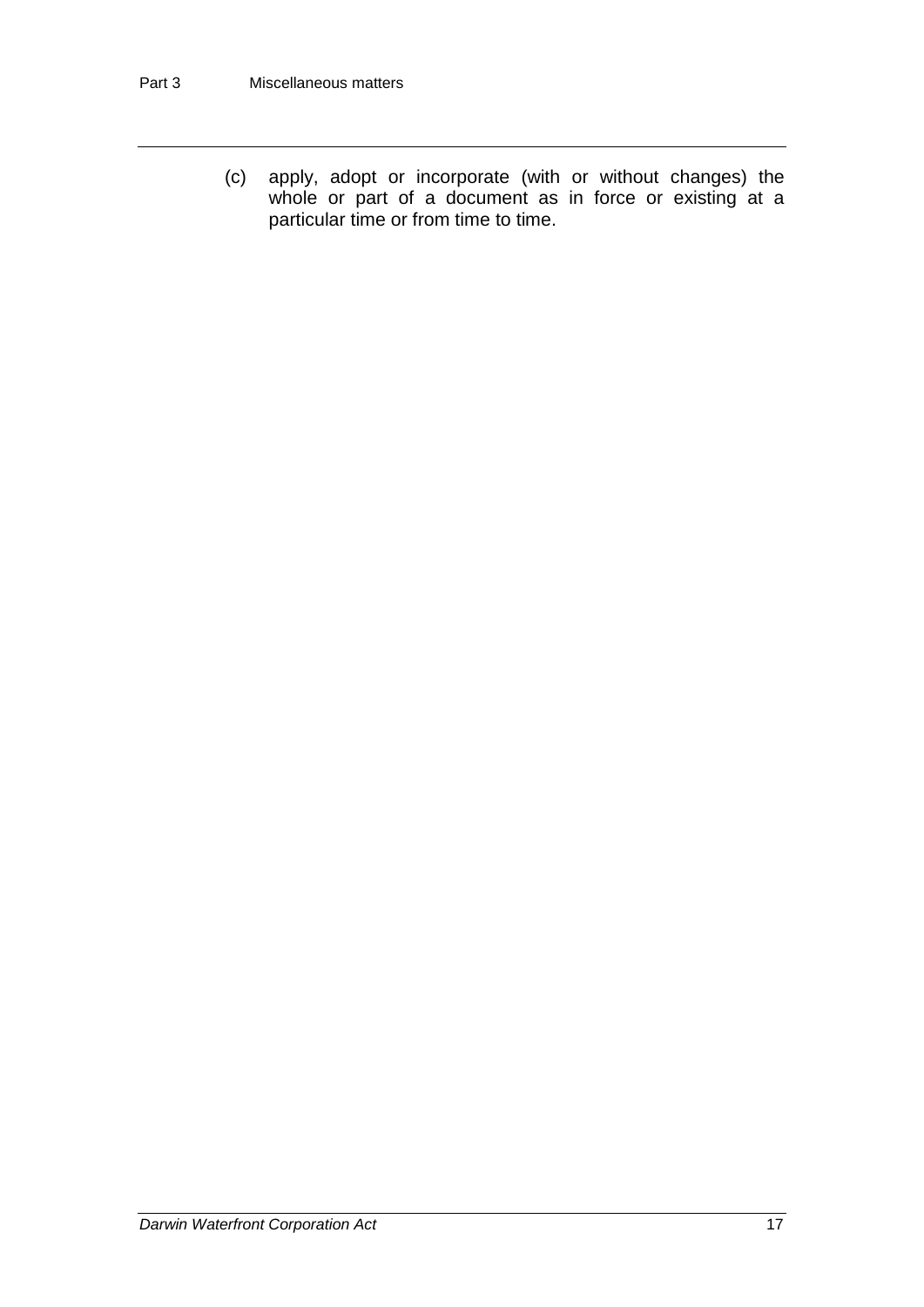(c) apply, adopt or incorporate (with or without changes) the whole or part of a document as in force or existing at a particular time or from time to time.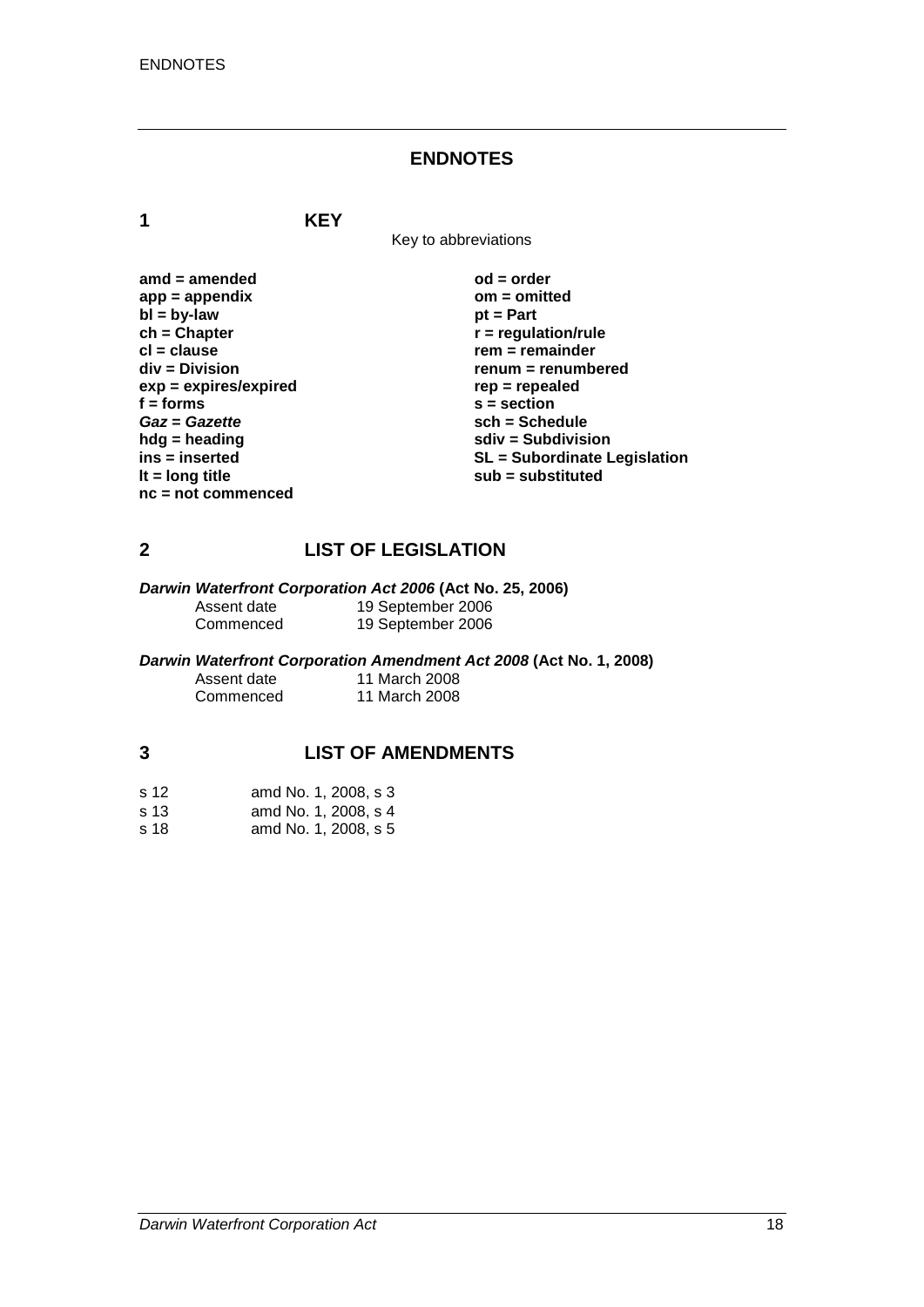## ENDNOTES

### 1 KEY

Key to abbreviations

**amd = amended**
**app = appendix**
**bl = by-law**
**ch = Chapter**
**cl = clause**
**div = Division**
**exp = expires/expired**
**f = forms**
***Gaz* = *Gazette***
**hdg = heading**
**ins = inserted**
**lt = long title**
**nc = not commenced**
**od = order**
**om = omitted**
**pt = Part**
**r = regulation/rule**
**rem = remainder**
**renum = renumbered**
**rep = repealed**
**s = section**
**sch = Schedule**
**sdiv = Subdivision**
**SL = Subordinate Legislation**
**sub = substituted**

### 2 LIST OF LEGISLATION

***Darwin Waterfront Corporation Act 2006* (Act No. 25, 2006)**

| | |
|---|---|
| Assent date | 19 September 2006 |
| Commenced | 19 September 2006 |

***Darwin Waterfront Corporation Amendment Act 2008* (Act No. 1, 2008)**

| | |
|---|---|
| Assent date | 11 March 2008 |
| Commenced | 11 March 2008 |

### 3 LIST OF AMENDMENTS

| | |
|---|---|
| s 12 | amd No. 1, 2008, s 3 |
| s 13 | amd No. 1, 2008, s 4 |
| s 18 | amd No. 1, 2008, s 5 |